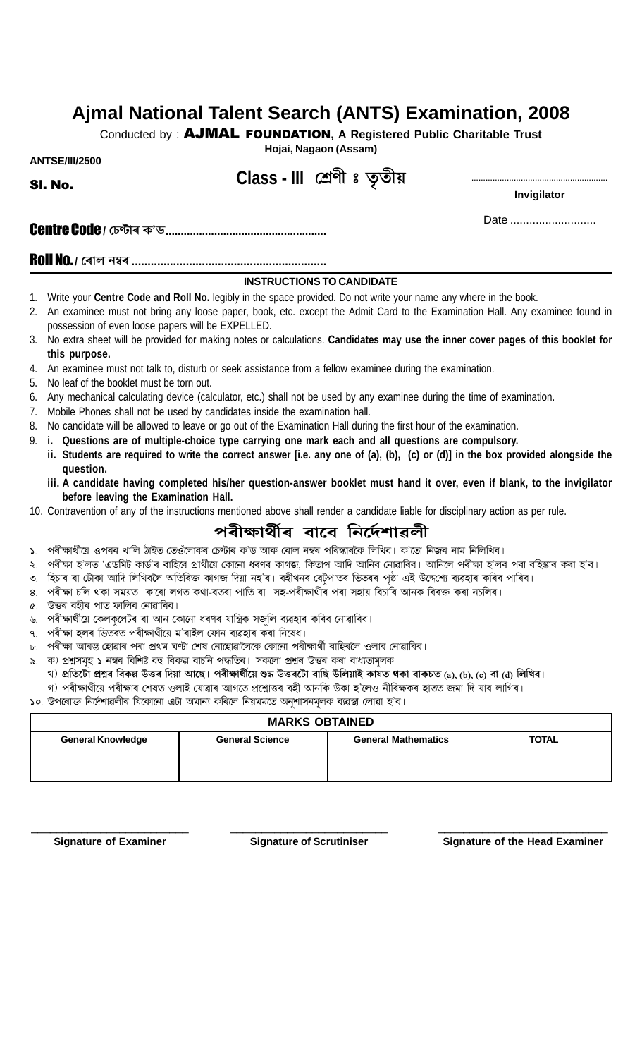# Ajmal National Talent Search (ANTS) Examination, 2008

Conducted by : **AJMAL FOUNDATION**, **A Registered Public Charitable Trust**

**Hojai, Nagaon (Assam)**

**ANTSE/III/2500**

**Sl. No.**

## Class - III শ্ৰেণী ঃ তৃতীয়

........................................................
**Invigilator**

Date ...........................

**Centre Code / চেন্টাৰ ক'ড...................................................**

**Roll No. / ৰোল নম্বৰ ............................................................**

### INSTRUCTIONS TO CANDIDATE

1. Write your **Centre Code and Roll No.** legibly in the space provided. Do not write your name any where in the book.
2. An examinee must not bring any loose paper, book, etc. except the Admit Card to the Examination Hall. Any examinee found in possession of even loose papers will be EXPELLED.
3. No extra sheet will be provided for making notes or calculations. **Candidates may use the inner cover pages of this booklet for this purpose.**
4. An examinee must not talk to, disturb or seek assistance from a fellow examinee during the examination.
5. No leaf of the booklet must be torn out.
6. Any mechanical calculating device (calculator, etc.) shall not be used by any examinee during the time of examination.
7. Mobile Phones shall not be used by candidates inside the examination hall.
8. No candidate will be allowed to leave or go out of the Examination Hall during the first hour of the examination.
9. **i. Questions are of multiple-choice type carrying one mark each and all questions are compulsory.**
   **ii. Students are required to write the correct answer [i.e. any one of (a), (b), (c) or (d)] in the box provided alongside the question.**
   **iii. A candidate having completed his/her question-answer booklet must hand it over, even if blank, to the invigilator before leaving the Examination Hall.**
10. Contravention of any of the instructions mentioned above shall render a candidate liable for disciplinary action as per rule.

## পৰীক্ষাৰ্থীৰ বাবে নিৰ্দেশাৱলী

১. পৰীক্ষাৰ্থীয়ে ওপৰৰ খালি ঠাইত তেওঁলোকৰ চেন্টাৰ ক'ড আৰু ৰোল নম্বৰ পৰিষ্কাৰকৈ লিখিব। ক'তো নিজৰ নাম নিলিখিব।
২. পৰীক্ষা হ'লত 'এডমিট কাৰ্ড'ৰ বাহিৰে প্ৰাৰ্থীয়ে কোনো ধৰণৰ কাগজ, কিতাপ আদি আনিব নোৱাৰিব। আনিলে পৰীক্ষা হ'লৰ পৰা বহিষ্কাৰ কৰা হ'ব।
৩. হিচাব বা টোকা আদি লিখিবলৈ অতিৰিক্ত কাগজ দিয়া নহ'ব। বহীখনৰ বেটুপাতৰ ভিতৰৰ পৃষ্ঠা এই উদ্দেশ্যে ব্যৱহাৰ কৰিব পাৰিব।
৪. পৰীক্ষা চলি থকা সময়ত কাৰো লগত কথা-বতৰা পাতি বা সহ-পৰীক্ষাৰ্থীৰ পৰা সহায় বিচাৰি আনক বিৰক্ত কৰা নচলিব।
৫. উত্তৰ বহীৰ পাত ফালিব নোৱাৰিব।
৬. পৰীক্ষাৰ্থীয়ে কেলকুলেটৰ বা আন কোনো ধৰণৰ যান্ত্ৰিক সজুলি ব্যৱহাৰ কৰিব নোৱাৰিব।
৭. পৰীক্ষা হলৰ ভিতৰত পৰীক্ষাৰ্থীয়ে ম'বাইল ফোন ব্যৱহাৰ কৰা নিষেধ।
৮. পৰীক্ষা আৰম্ভ হোৱাৰ পৰা প্ৰথম ঘণ্টা শেষ নোহোৱালৈকে কোনো পৰীক্ষাৰ্থী বাহিৰলৈ ওলাব নোৱাৰিব।
৯. ক) প্ৰশ্নসমূহ ১ নম্বৰ বিশিষ্ট বহু বিকল্প বাচনি পদ্ধতিৰ। সকলো প্ৰশ্নৰ উত্তৰ কৰা বাধ্যতামূলক।
   **খ) প্ৰতিটো প্ৰশ্নৰ বিকল্প উত্তৰ দিয়া আছে। পৰীক্ষাৰ্থীয়ে শুদ্ধ উত্তৰটো বাছি উলিয়াই কাষত থকা বাকচত (a), (b), (c) বা (d) লিখিব।**
   গ) পৰীক্ষাৰ্থীয়ে পৰীক্ষাৰ শেষত ওলাই যোৱাৰ আগতে প্ৰশ্নোত্তৰ বহী আনকি উকা হ'লেও নীৰিক্ষকৰ হাতত জমা দি যাব লাগিব।
১০. উপৰোক্ত নিৰ্দেশাৱলীৰ যিকোনো এটা অমান্য কৰিলে নিয়মমতে অনুশাসনমূলক ব্যৱস্থা লোৱা হ'ব।

| MARKS OBTAINED | | | |
|---|---|---|---|
| **General Knowledge** | **General Science** | **General Mathematics** | **TOTAL** |
| | | | |

**Signature of Examiner** | **Signature of Scrutiniser** | **Signature of the Head Examiner**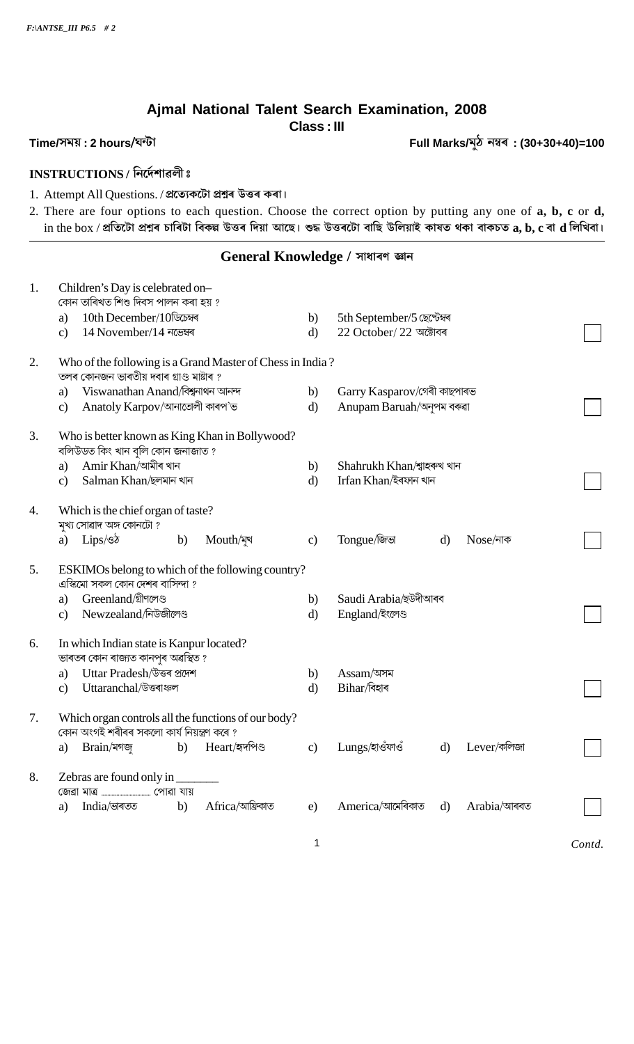F:\ANTSE_III P6.5 # 2

# Ajmal National Talent Search Examination, 2008

**Class : III**

**Time/সময় : 2 hours/ঘন্টা** | **Full Marks/মুঠ নম্বৰ : (30+30+40)=100**

## INSTRUCTIONS / নির্দেশাৱলী ঃ

1. Attempt All Questions. / **প্ৰত্যেকটো প্ৰশ্নৰ উত্তৰ কৰা।**
2. There are four options to each question. Choose the correct option by putting any one of **a, b, c** or **d,** in the box / **প্ৰতিটো প্ৰশ্নৰ চাৰিটা বিকল্প উত্তৰ দিয়া আছে। শুদ্ধ উত্তৰটো বাছি উলিয়াই কাষত থকা বাকচত a, b, c বা d লিখিবা।**

## General Knowledge / সাধাৰণ জ্ঞান

1. Children's Day is celebrated on–
   কোন তাৰিখত শিশু দিবস পালন কৰা হয় ?
   a) 10th December/10ডিচেম্বৰ  b) 5th September/5 ছেপ্টেম্বৰ
   c) 14 November/14 নভেম্বৰ  d) 22 October/ 22 অক্টোবৰ

2. Who of the following is a Grand Master of Chess in India ?
   তলৰ কোনজন ভাৰতীয় দবাৰ গ্ৰাণ্ড মাষ্টাৰ ?
   a) Viswanathan Anand/বিশ্বনাথন আনন্দ  b) Garry Kasparov/গেৰী কাছপাৰভ
   c) Anatoly Karpov/আনাতোলী কাৰপ`ভ  d) Anupam Baruah/অনুপম বৰুৱা

3. Who is better known as King Khan in Bollywood?
   বলিউডত কিং খান বুলি কোন জনাজাত ?
   a) Amir Khan/আমীৰ খান  b) Shahrukh Khan/শ্বাহৰুখ খান
   c) Salman Khan/ছলমান খান  d) Irfan Khan/ইৰফান খান

4. Which is the chief organ of taste?
   মুখ্য সোৱাদ অঙ্গ কোনটো ?
   a) Lips/ওঠ  b) Mouth/মুখ  c) Tongue/জিভা  d) Nose/নাক

5. ESKIMOs belong to which of the following country?
   এস্কিমো সকল কোন দেশৰ বাসিন্দা ?
   a) Greenland/গ্ৰীণলেণ্ড  b) Saudi Arabia/ছউদীআৰব
   c) Newzealand/নিউজীলেণ্ড  d) England/ইংলেণ্ড

6. In which Indian state is Kanpur located?
   ভাৰতৰ কোন ৰাজ্যত কানপুৰ অৱস্থিত ?
   a) Uttar Pradesh/উত্তৰ প্ৰদেশ  b) Assam/অসম
   c) Uttaranchal/উত্তৰাঞ্চল  d) Bihar/বিহাৰ

7. Which organ controls all the functions of our body?
   কোন অংগই শৰীৰৰ সকলো কাৰ্য নিয়ন্ত্ৰণ কৰে ?
   a) Brain/মগজু  b) Heart/হৃদপিণ্ড  c) Lungs/হাওঁফাওঁ  d) Lever/কলিজা

8. Zebras are found only in _______
   জেব্ৰা মাত্ৰ .............. পোৱা যায়
   a) India/ভাৰতত  b) Africa/আফ্ৰিকাত  e) America/আমেৰিকাত  d) Arabia/আৰবত

*Contd.*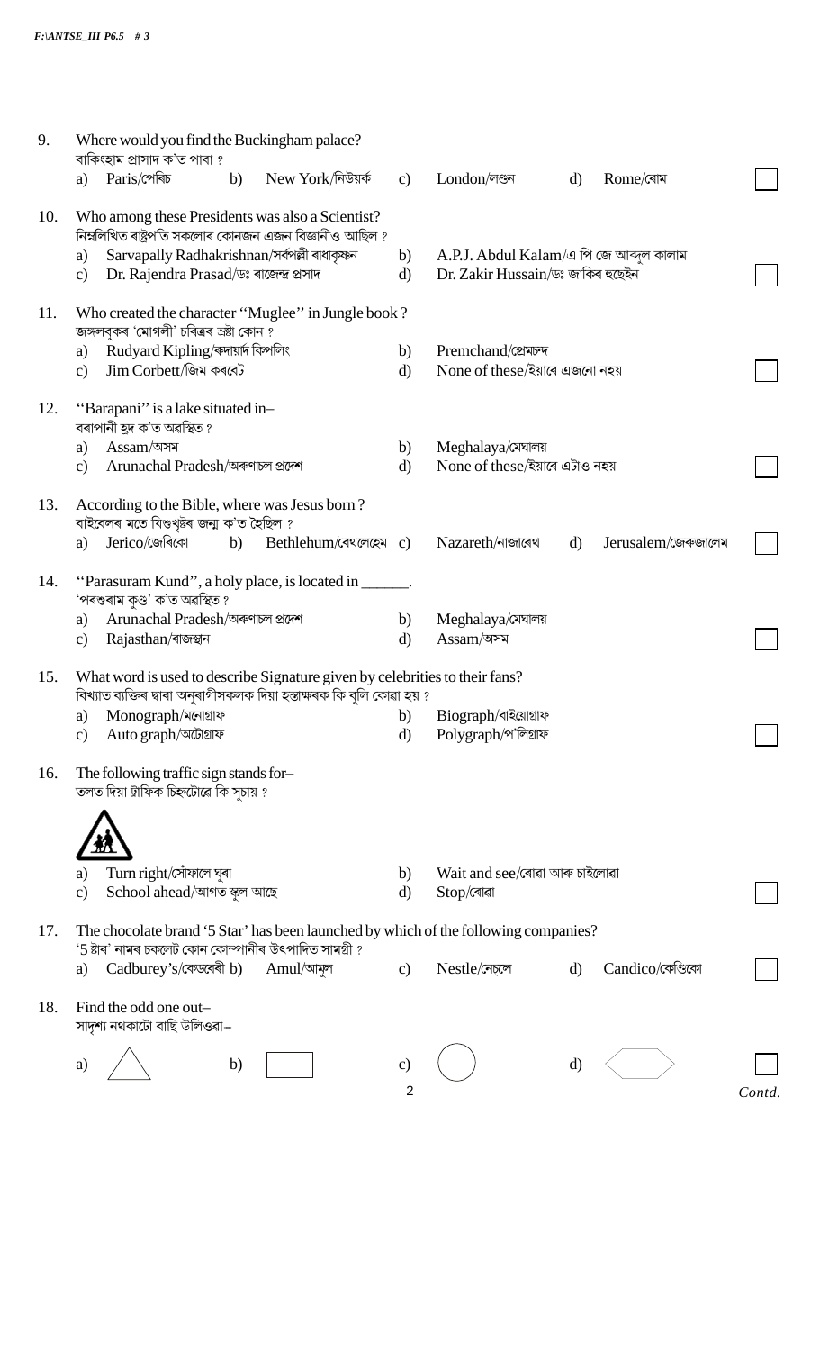9. Where would you find the Buckingham palace?
বাকিংহাম প্ৰাসাদ ক'ত পাবা ?
a) Paris/পেৰিচ b) New York/নিউয়ৰ্ক c) London/লণ্ডন d) Rome/ৰোম

10. Who among these Presidents was also a Scientist?
নিম্নলিখিত ৰাষ্ট্ৰপতি সকলোৰ কোনজন এজন বিজ্ঞানীও আছিল ?
a) Sarvapally Radhakrishnan/সৰ্বপল্লী ৰাধাকৃষ্ণন b) A.P.J. Abdul Kalam/এ পি জে আব্দুল কালাম
c) Dr. Rajendra Prasad/ডঃ ৰাজেন্দ্ৰ প্ৰসাদ d) Dr. Zakir Hussain/ডঃ জাকিৰ হুছেইন

11. Who created the character "Muglee" in Jungle book?
জংগলবুকৰ 'মোগলী' চৰিত্ৰৰ স্ৰষ্টা কোন ?
a) Rudyard Kipling/ৰুদায়াৰ্দ কিপলিং b) Premchand/প্ৰেমচন্দ
c) Jim Corbett/জিম কৰবেট d) None of these/ইয়াৰে এজনো নহয়

12. "Barapani" is a lake situated in–
বৰাপানী হ্ৰদ ক'ত অৱস্থিত ?
a) Assam/অসম b) Meghalaya/মেঘালয়
c) Arunachal Pradesh/অৰুণাচল প্ৰদেশ d) None of these/ইয়াৰে এটাও নহয়

13. According to the Bible, where was Jesus born?
বাইবেলৰ মতে যিশুখৃষ্টৰ জন্ম ক'ত হৈছিল ?
a) Jerico/জেৰিকো b) Bethlehum/বেথলেহেম c) Nazareth/নাজাৰেথ d) Jerusalem/জেৰুজালেম

14. "Parasuram Kund", a holy place, is located in ______.
'পৰশুৰাম কুণ্ড' ক'ত অৱস্থিত ?
a) Arunachal Pradesh/অৰুণাচল প্ৰদেশ b) Meghalaya/মেঘালয়
c) Rajasthan/ৰাজস্থান d) Assam/অসম

15. What word is used to describe Signature given by celebrities to their fans?
বিখ্যাত ব্যক্তিৰ দ্বাৰা অনুৰাগীসকলক দিয়া হস্তাক্ষৰক কি বুলি কোৱা হয় ?
a) Monograph/মনোগ্ৰাফ b) Biograph/বাইয়োগ্ৰাফ
c) Auto graph/অটোগ্ৰাফ d) Polygraph/প'লিগ্ৰাফ

16. The following traffic sign stands for–
তলত দিয়া ট্ৰাফিক চিহ্নটোৱে কি সুচায় ?
a) Turn right/সোঁফালে ঘূৰা b) Wait and see/ৰোৱা আৰু চাইলোৱা
c) School ahead/আগত স্কুল আছে d) Stop/ৰোৱা

17. The chocolate brand '5 Star' has been launched by which of the following companies?
'5 ষ্টাৰ' নামৰ চকলেট কোন কোম্পানীৰ উৎপাদিত সামগ্ৰী ?
a) Cadburey's/কেডবেৰী b) Amul/আমুল c) Nestle/নেচলে d) Candico/কেণ্ডিকো

18. Find the odd one out–
সাদৃশ্য নথকাটো বাছি উলিওৱা–
a) (triangle) b) (rectangle) c) (circle) d) (hexagon)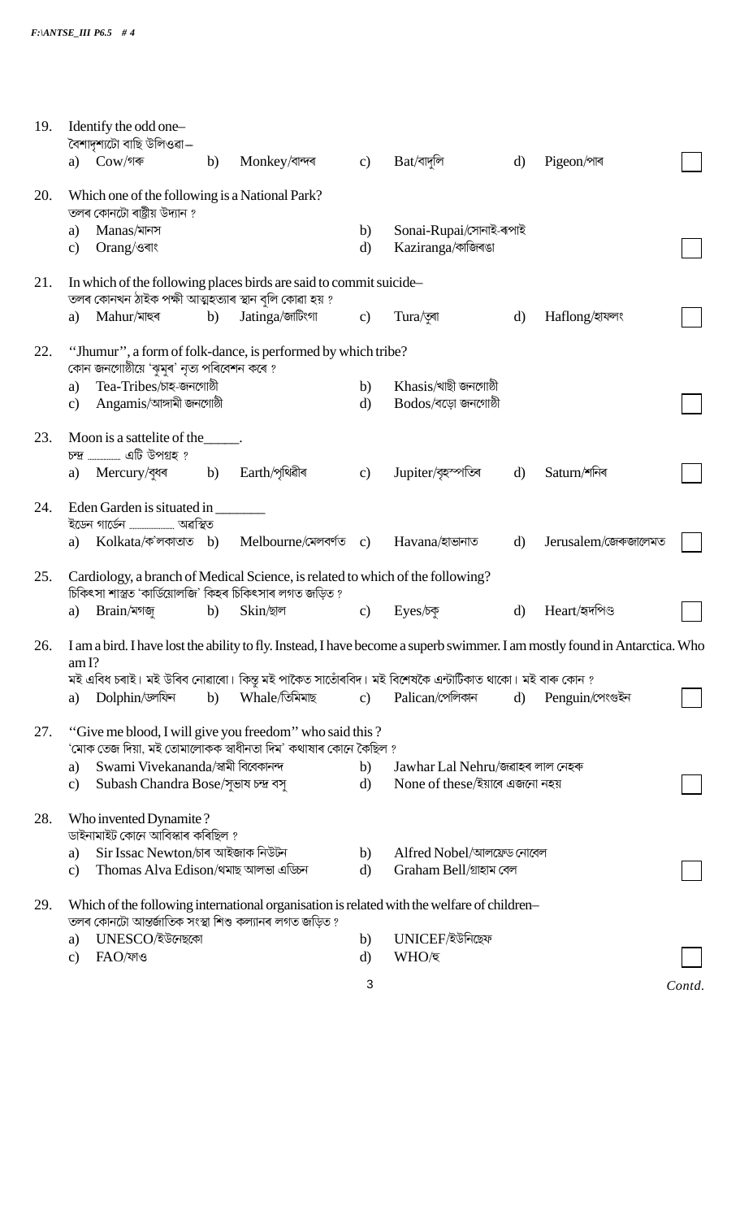19. Identify the odd one–
বৈশাদৃশ্যটো বাছি উলিওৱা–
a) Cow/গৰু b) Monkey/বান্দৰ c) Bat/বাদুলি d) Pigeon/পাৰ

20. Which one of the following is a National Park?
তলৰ কোনটো ৰাষ্ট্ৰীয় উদ্যান ?
a) Manas/মানস b) Sonai-Rupai/সোনাই-ৰূপাই
c) Orang/ওৰাং d) Kaziranga/কাজিৰঙা

21. In which of the following places birds are said to commit suicide–
তলৰ কোনখন ঠাইক পক্ষী আত্মহত্যাৰ স্থান বুলি কোৱা হয় ?
a) Mahur/মাহুৰ b) Jatinga/জাটিংগা c) Tura/তুৰা d) Haflong/হাফলং

22. "Jhumur", a form of folk-dance, is performed by which tribe?
কোন জনগোষ্ঠীয়ে 'ঝুমুৰ' নৃত্য পৰিবেশন কৰে ?
a) Tea-Tribes/চাহ-জনগোষ্ঠী b) Khasis/খাছী জনগোষ্ঠী
c) Angamis/আঙ্গামী জনগোষ্ঠী d) Bodos/বড়ো জনগোষ্ঠী

23. Moon is a sattelite of the_____.
চন্দ্ৰ ______ এটি উপগ্ৰহ ?
a) Mercury/বুধৰ b) Earth/পৃথিৱীৰ c) Jupiter/বৃহস্পতিৰ d) Saturn/শনিৰ

24. Eden Garden is situated in _______
ইডেন গাৰ্ডেন ______ অৱস্থিত
a) Kolkata/ক'লকাতাত b) Melbourne/মেলবৰ্ণত c) Havana/হাভানাত d) Jerusalem/জেৰুজালেমত

25. Cardiology, a branch of Medical Science, is related to which of the following?
চিকিৎসা শাস্ত্ৰত 'কাৰ্ডিয়োলজি' কিহৰ চিকিৎসাৰ লগত জড়িত ?
a) Brain/মগজু b) Skin/ছাল c) Eyes/চকু d) Heart/হৃদপিণ্ড

26. I am a bird. I have lost the ability to fly. Instead, I have become a superb swimmer. I am mostly found in Antarctica. Who am I?
মই এবিধ চৰাই। মই উৰিব নোৱাৰো। কিন্তু মই পাকৈত সাতোঁৰবিদ। মই বিশেষকৈ এন্টাৰ্টিকাত থাকো। মই বাৰু কোন ?
a) Dolphin/ডলফিন b) Whale/তিমিমাছ c) Palican/পেলিকান d) Penguin/পেংগুইন

27. "Give me blood, I will give you freedom" who said this?
'মোক তেজ দিয়া, মই তোমালোকক স্বাধীনতা দিম' কথাষাৰ কোনে কৈছিল ?
a) Swami Vivekananda/স্বামী বিবেকানন্দ b) Jawhar Lal Nehru/জৱাহৰ লাল নেহৰু
c) Subash Chandra Bose/সুভাষ চন্দ্ৰ বসু d) None of these/ইয়াৰে এজনো নহয়

28. Who invented Dynamite?
ডাইনামাইট কোনে আবিস্কাৰ কৰিছিল ?
a) Sir Issac Newton/চাৰ আইজাক নিউটন b) Alfred Nobel/আলফ্ৰেড নোবেল
c) Thomas Alva Edison/থমাছ আলভা এডিচন d) Graham Bell/গ্ৰাহাম বেল

29. Which of the following international organisation is related with the welfare of children–
তলৰ কোনটো আন্তৰ্জাতিক সংস্থা শিশু কল্যানৰ লগত জড়িত ?
a) UNESCO/ইউনেছকো b) UNICEF/ইউনিছেফ
c) FAO/ফাও d) WHO/হু

Contd.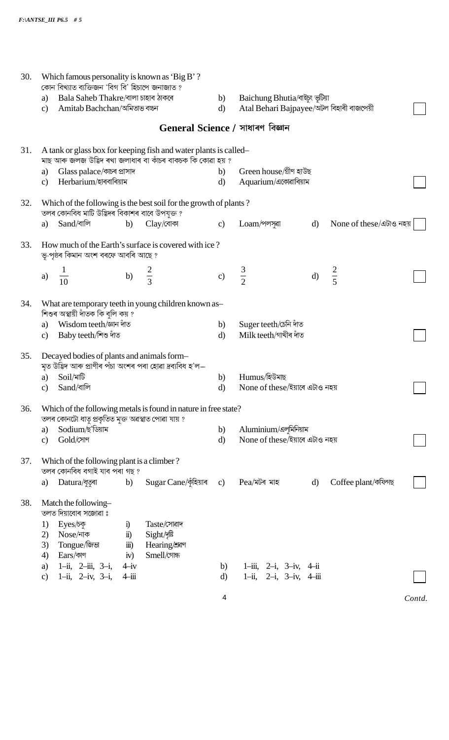30. Which famous personality is known as 'Big B' ?
কোন বিখ্যাত ব্যক্তিজন 'বিগ বি' হিচাপে জনাজাত ?
a) Bala Saheb Thakre/বালা চাহাব ঠাকৰে
b) Baichung Bhutia/বাইচুং ভুটিয়া
c) Amitabh Bachchan/অমিতাভ বচ্চন
d) Atal Behari Bajpayee/অটল বিহাৰী বাজপেয়ী

## General Science / সাধাৰণ বিজ্ঞান

31. A tank or glass box for keeping fish and water plants is called–
মাছ আৰু জলজ উদ্ভিদ ৰখা জলাধাৰ বা কাঁচৰ বাকচক কি কোৱা হয় ?
a) Glass palace/কাচৰ প্ৰাসাদ
b) Green house/গ্ৰীণ হাউছ
c) Herbarium/হাৰবাৰিয়াম
d) Aquarium/একোৱাৰিয়াম

32. Which of the following is the best soil for the growth of plants ?
তলৰ কোনবিধ মাটি উদ্ভিদৰ বিকাশৰ বাবে উপযুক্ত ?
a) Sand/বালি
b) Clay/বোকা
c) Loam/পলসুৱা
d) None of these/এটাও নহয়

33. How much of the Earth's surface is covered with ice ?
ভূ-পৃষ্ঠৰ কিমান অংশ বৰফে আবৰি আছে ?
a) $\frac{1}{10}$
b) $\frac{2}{3}$
c) $\frac{3}{2}$
d) $\frac{2}{5}$

34. What are temporary teeth in young children known as–
শিশুৰ অস্থায়ী দাঁতক কি বুলি কয় ?
a) Wisdom teeth/জ্ঞান দাঁত
b) Suger teeth/চেনি দাঁত
c) Baby teeth/শিশু দাঁত
d) Milk teeth/গাখীৰ দাঁত

35. Decayed bodies of plants and animals form–
মৃত উদ্ভিদ আৰু প্ৰাণীৰ পঁচা অংশৰ পৰা হোৱা দ্ৰব্যবিধ হ'ল–
a) Soil/মাটি
b) Humus/হিউমাছ
c) Sand/বালি
d) None of these/ইয়াৰে এটাও নহয়

36. Which of the following metals is found in nature in free state?
তলৰ কোনটো ধাতু প্ৰকৃতিত মুক্ত অৱস্থাত পোৱা যায় ?
a) Sodium/ছ'ডিয়াম
b) Aluminium/এলুমিনিয়াম
c) Gold/সোণ
d) None of these/ইয়াৰে এটাও নহয়

37. Which of the following plant is a climber ?
তলৰ কোনবিধ বগাই যাব পৰা গছ ?
a) Datura/ধুতুৰা
b) Sugar Cane/কুঁহিয়াৰ
c) Pea/মটৰ মাহ
d) Coffee plant/কফিগছ

38. Match the following–
তলত দিয়াবোৰ সজোৱা ঃ

| | | | |
|---|---|---|---|
| 1) | Eyes/চকু | i) | Taste/সোৱাদ |
| 2) | Nose/নাক | ii) | Sight/দৃষ্টি |
| 3) | Tongue/জিভা | iii) | Hearing/শ্ৰৱণ |
| 4) | Ears/কাণ | iv) | Smell/গোন্ধ |

a) 1–ii, 2–iii, 3–i, 4–iv
b) 1–iii, 2–i, 3–iv, 4–ii
c) 1–ii, 2–iv, 3–i, 4–iii
d) 1–ii, 2–i, 3–iv, 4–iii

*Contd.*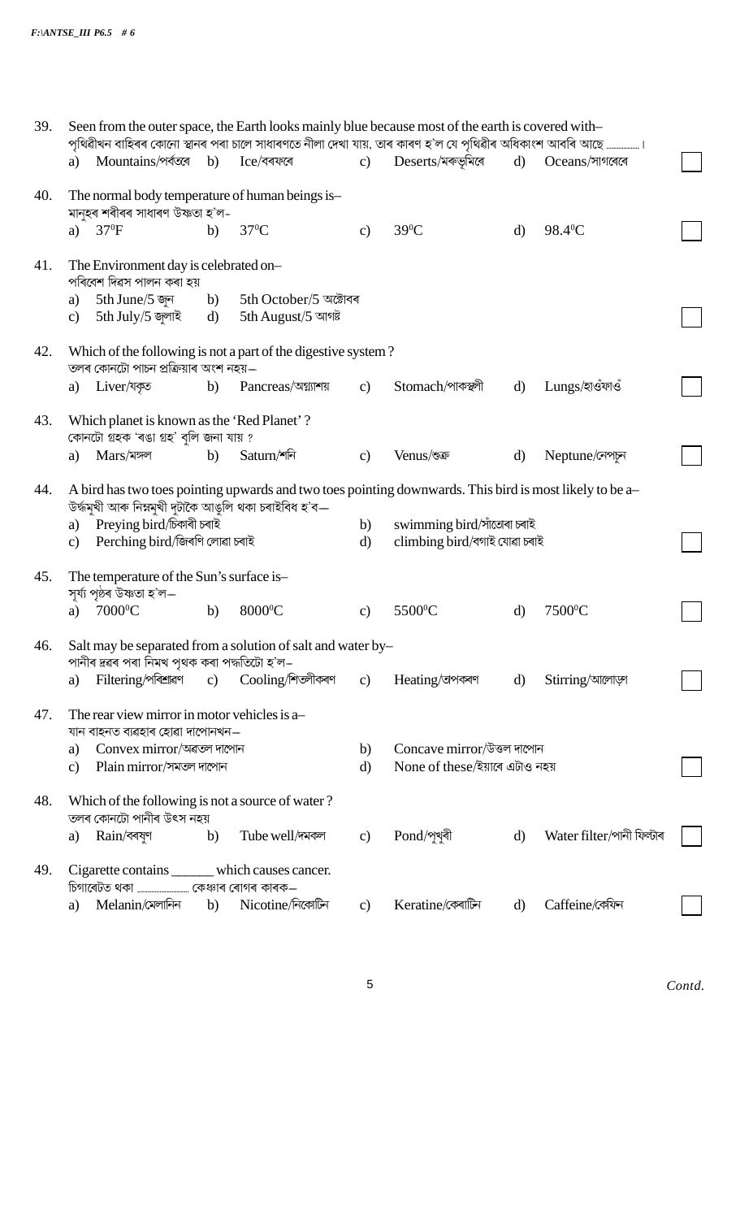39. Seen from the outer space, the Earth looks mainly blue because most of the earth is covered with–
পৃথিৱীখন বাহিৰৰ কোনো স্থানৰ পৰা চালে সাধাৰণতে নীলা দেখা যায়, তাৰ কাৰণ হ'ল যে পৃথিৱীৰ অধিকাংশ আবৰি আছে ............ ।

a) Mountains/পৰ্বতৰে  b) Ice/বৰফৰে  c) Deserts/মৰুভূমিৰে  d) Oceans/সাগৰেৰে

40. The normal body temperature of human beings is–
মানুহৰ শৰীৰৰ সাধাৰণ উষ্ণতা হ'ল-

a) $37^0$F  b) $37^0$C  c) $39^0$C  d) $98.4^0$C

41. The Environment day is celebrated on–
পৰিবেশ দিৱস পালন কৰা হয়

a) 5th June/5 জুন  b) 5th October/5 অক্টোবৰ
c) 5th July/5 জুলাই  d) 5th August/5 আগষ্ট

42. Which of the following is not a part of the digestive system?
তলৰ কোনটো পাচন প্ৰক্ৰিয়াৰ অংশ নহয়–

a) Liver/যকৃত  b) Pancreas/অগ্ন্যাশয়  c) Stomach/পাকস্থলী  d) Lungs/হাওঁফাওঁ

43. Which planet is known as the 'Red Planet'?
কোনটো গ্ৰহক 'ৰঙা গ্ৰহ' বুলি জনা যায় ?

a) Mars/মঙ্গল  b) Saturn/শনি  c) Venus/শুক্ৰ  d) Neptune/নেপচুন

44. A bird has two toes pointing upwards and two toes pointing downwards. This bird is most likely to be a–
উৰ্দ্ধমুখী আৰু নিম্নমুখী দুটাকৈ আঙুলি থকা চৰাইবিধ হ'ব–

a) Preying bird/চিকাৰী চৰাই  b) swimming bird/সাঁতোৰা চৰাই
c) Perching bird/জিৰণি লোৱা চৰাই  d) climbing bird/বগাই যোৱা চৰাই

45. The temperature of the Sun's surface is–
সূৰ্য্য পৃষ্ঠৰ উষ্ণতা হ'ল–

a) $7000^0$C  b) $8000^0$C  c) $5500^0$C  d) $7500^0$C

46. Salt may be separated from a solution of salt and water by–
পানীৰ দ্ৰৱৰ পৰা নিমখ পৃথক কৰা পদ্ধতিটো হ'ল–

a) Filtering/পৰিশ্ৰাৱণ  c) Cooling/শিতলীকৰণ  c) Heating/তপকৰণ  d) Stirring/আলোড়ন

47. The rear view mirror in motor vehicles is a–
যান বাহনত ব্যৱহাৰ হোৱা দাপোনখন–

a) Convex mirror/অৱতল দাপোন  b) Concave mirror/উত্তল দাপোন
c) Plain mirror/সমতল দাপোন  d) None of these/ইয়াৰে এটাও নহয়

48. Which of the following is not a source of water?
তলৰ কোনটো পানীৰ উৎস নহয়

a) Rain/বৰষুণ  b) Tube well/দমকল  c) Pond/পুখুৰী  d) Water filter/পানী ফিল্টাৰ

49. Cigarette contains ______ which causes cancer.
চিগাৰেটত থকা ............ কেঞ্চাৰ ৰোগৰ কাৰক–

a) Melanin/মেলানিন  b) Nicotine/নিকোটিন  c) Keratine/কেৰাটিন  d) Caffeine/কেফিন

*Contd.*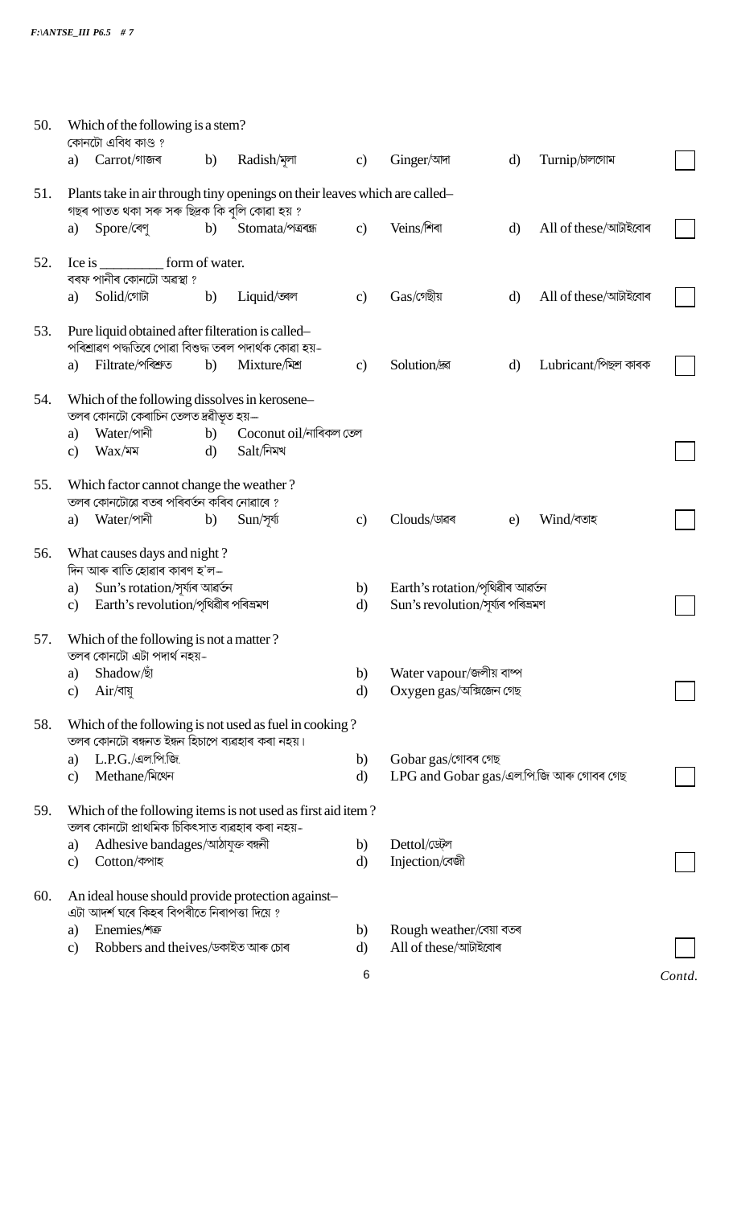50. Which of the following is a stem?
কোনটো এবিধ কাণ্ড ?
a) Carrot/গাজৰ b) Radish/মূলা c) Ginger/আদা d) Turnip/চালগোম

51. Plants take in air through tiny openings on their leaves which are called–
গছৰ পাতত থকা সৰু সৰু ছিদ্ৰক কি বুলি কোৱা হয় ?
a) Spore/ৰেণু b) Stomata/পত্ৰৰন্ধ্ৰ c) Veins/শিৰা d) All of these/আটাইবোৰ

52. Ice is _________ form of water.
বৰফ পানীৰ কোনটো অৱস্থা ?
a) Solid/গোটা b) Liquid/তৰল c) Gas/গেছীয় d) All of these/আটাইবোৰ

53. Pure liquid obtained after filteration is called–
পৰিশ্ৰাৱণ পদ্ধতিৰে পোৱা বিশুদ্ধ তৰল পদাৰ্থক কোৱা হয়-
a) Filtrate/পৰিশ্ৰুত b) Mixture/মিশ্ৰ c) Solution/দ্ৰৱ d) Lubricant/পিচ্ছল কাৰক

54. Which of the following dissolves in kerosene–
তলৰ কোনটো কেৰাচিন তেলত দ্ৰৱীভূত হয়–
a) Water/পানী b) Coconut oil/নাৰিকল তেল
c) Wax/মম d) Salt/নিমখ

55. Which factor cannot change the weather ?
তলৰ কোনটোৱে বতৰ পৰিবৰ্তন কৰিব নোৱাৰে ?
a) Water/পানী b) Sun/সূৰ্য্য c) Clouds/ডাৱৰ e) Wind/বতাহ

56. What causes days and night ?
দিন আৰু ৰাতি হোৱাৰ কাৰণ হ'ল–
a) Sun's rotation/সূৰ্য্যৰ আৱৰ্তন b) Earth's rotation/পৃথিৱীৰ আৱৰ্তন
c) Earth's revolution/পৃথিৱীৰ পৰিভ্ৰমণ d) Sun's revolution/সূৰ্য্যৰ পৰিভ্ৰমণ

57. Which of the following is not a matter ?
তলৰ কোনটো এটা পদাৰ্থ নহয়-
a) Shadow/ছাঁ b) Water vapour/জলীয় বাষ্প
c) Air/বায়ু d) Oxygen gas/অক্সিজেন গেছ

58. Which of the following is not used as fuel in cooking ?
তলৰ কোনটো ৰন্ধনত ইন্ধন হিচাপে ব্যৱহাৰ কৰা নহয়।
a) L.P.G./এল.পি.জি. b) Gobar gas/গোবৰ গেছ
c) Methane/মিথেন d) LPG and Gobar gas/এল.পি.জি আৰু গোবৰ গেছ

59. Which of the following items is not used as first aid item ?
তলৰ কোনটো প্ৰাথমিক চিকিৎসাত ব্যৱহাৰ কৰা নহয়-
a) Adhesive bandages/আঠাযুক্ত বন্ধনী b) Dettol/ডেট্‌ল
c) Cotton/কপাহ d) Injection/বেজী

60. An ideal house should provide protection against–
এটা আদৰ্শ ঘৰে কিহৰ বিপৰীতে নিৰাপত্তা দিয়ে ?
a) Enemies/শত্ৰু b) Rough weather/বেয়া বতৰ
c) Robbers and theives/ডকাইত আৰু চোৰ d) All of these/আটাইবোৰ

*Contd.*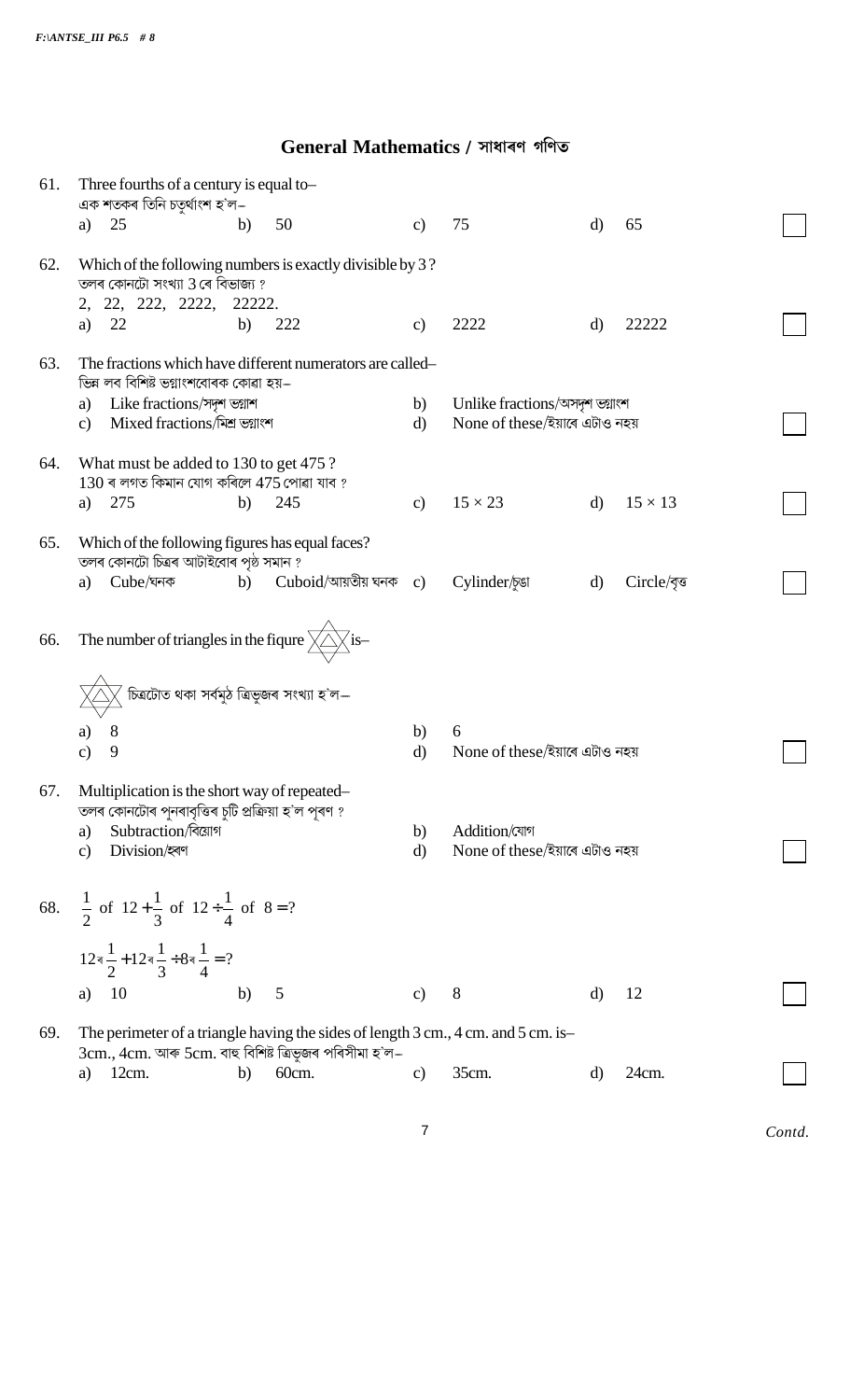# General Mathematics / সাধাৰণ গণিত

61. Three fourths of a century is equal to–
এক শতকৰ তিনি চতুৰ্থাংশ হ'ল–
a) 25 b) 50 c) 75 d) 65

62. Which of the following numbers is exactly divisible by 3?
তলৰ কোনটো সংখ্যা 3 ৰে বিভাজ্য ?
2, 22, 222, 2222, 22222.
a) 22 b) 222 c) 2222 d) 22222

63. The fractions which have different numerators are called–
ভিন্ন লব বিশিষ্ট ভগ্নাংশবোৰক কোৱা হয়–
a) Like fractions/সদৃশ ভগ্নাংশ
b) Unlike fractions/অসদৃশ ভগ্নাংশ
c) Mixed fractions/মিশ্ৰ ভগ্নাংশ
d) None of these/ইয়াৰে এটাও নহয়

64. What must be added to 130 to get 475?
130 ৰ লগত কিমান যোগ কৰিলে 475 পোৱা যাব ?
a) 275 b) 245 c) $15 \times 23$ d) $15 \times 13$

65. Which of the following figures has equal faces?
তলৰ কোনটো চিত্ৰৰ আটাইবোৰ পৃষ্ঠ সমান ?
a) Cube/ঘনক b) Cuboid/আয়তীয় ঘনক c) Cylinder/চুঙা d) Circle/বৃত্ত

66. The number of triangles in the fiqure is–
চিত্ৰটোত থকা সৰ্বমুঠ ত্ৰিভুজৰ সংখ্যা হ'ল–
a) 8
b) 6
c) 9
d) None of these/ইয়াৰে এটাও নহয়

67. Multiplication is the short way of repeated–
তলৰ কোনটোৰ পুনৰাবৃত্তিৰ চুটি প্ৰক্ৰিয়া হ'ল পূৰণ ?
a) Subtraction/বিয়োগ
b) Addition/যোগ
c) Division/হৰণ
d) None of these/ইয়াৰে এটাও নহয়

68. $\frac{1}{2}$ of $12 + \frac{1}{3}$ of $12 \div \frac{1}{4}$ of $8 = ?$

$12ৰ \frac{1}{2} + 12ৰ \frac{1}{3} \div 8ৰ \frac{1}{4} = ?$

a) 10 b) 5 c) 8 d) 12

69. The perimeter of a triangle having the sides of length 3 cm., 4 cm. and 5 cm. is–
3cm., 4cm. আৰু 5cm. বাহু বিশিষ্ট ত্ৰিভুজৰ পৰিসীমা হ'ল–
a) 12cm. b) 60cm. c) 35cm. d) 24cm.

*Contd.*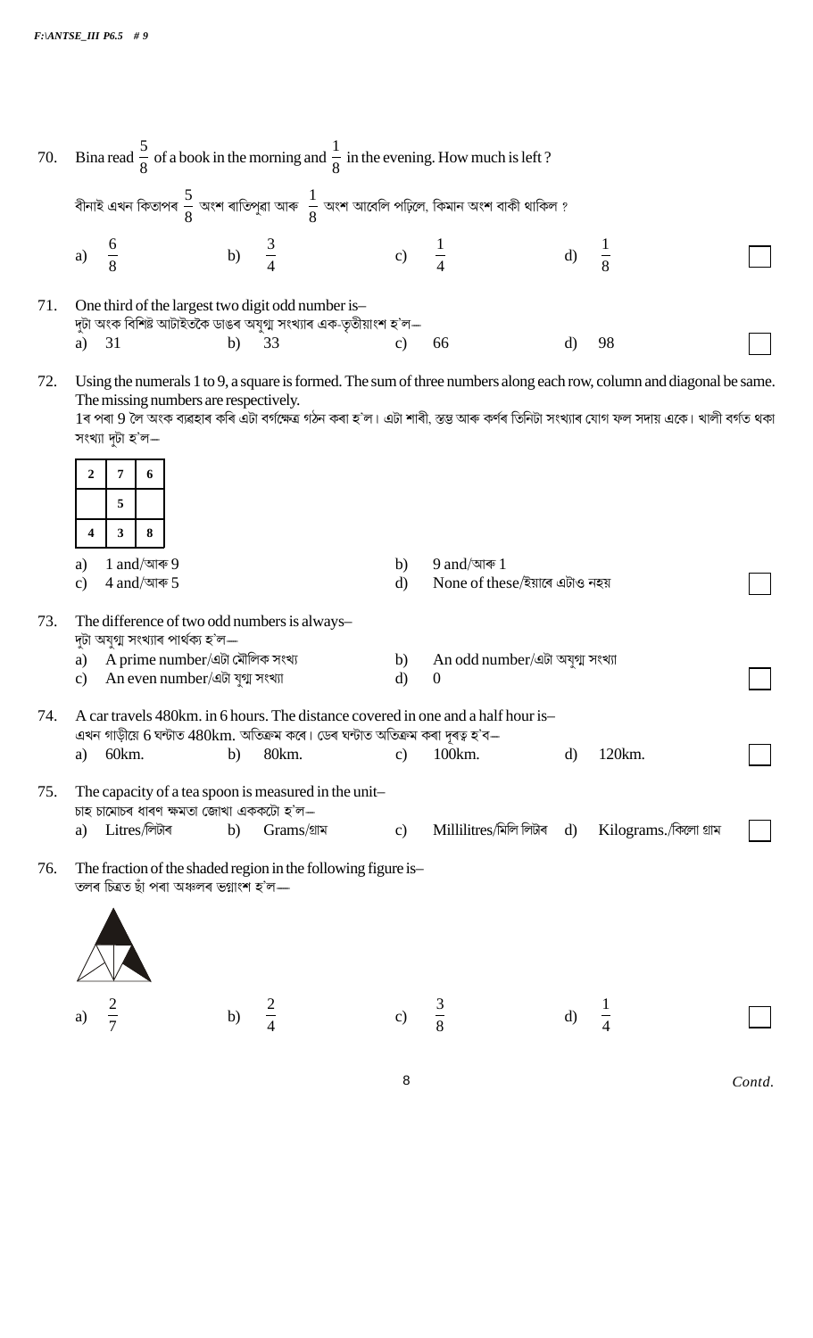70. Bina read $\frac{5}{8}$ of a book in the morning and $\frac{1}{8}$ in the evening. How much is left ?

বীনাই এখন কিতাপৰ $\frac{5}{8}$ অংশ ৰাতিপুৱা আৰু $\frac{1}{8}$ অংশ আবেলি পঢ়িলে, কিমান অংশ বাকী থাকিল ?

a) $\frac{6}{8}$ b) $\frac{3}{4}$ c) $\frac{1}{4}$ d) $\frac{1}{8}$

71. One third of the largest two digit odd number is–

দুটা অংক বিশিষ্ট আটাইতকৈ ডাঙৰ অযুগ্ম সংখ্যাৰ এক-তৃতীয়াংশ হ'ল–

a) 31 b) 33 c) 66 d) 98

72. Using the numerals 1 to 9, a square is formed. The sum of three numbers along each row, column and diagonal be same. The missing numbers are respectively.

1ৰ পৰা 9 লৈ অংক ব্যৱহাৰ কৰি এটা বৰ্গক্ষেত্ৰ গঠন কৰা হ'ল। এটা শাৰী, স্তম্ভ আৰু কৰ্ণৰ তিনিটা সংখ্যাৰ যোগ ফল সদায় একে। খালী বৰ্গত থকা সংখ্যা দুটা হ'ল–

| 2 | 7 | 6 |
|---|---|---|
|   | 5 |   |
| 4 | 3 | 8 |

a) 1 and/আৰু 9 b) 9 and/আৰু 1
c) 4 and/আৰু 5 d) None of these/ইয়াৰে এটাও নহয়

73. The difference of two odd numbers is always–

দুটা অযুগ্ম সংখ্যাৰ পাৰ্থক্য হ'ল–

a) A prime number/এটা মৌলিক সংখ্যা b) An odd number/এটা অযুগ্ম সংখ্যা
c) An even number/এটা যুগ্ম সংখ্যা d) 0

74. A car travels 480km. in 6 hours. The distance covered in one and a half hour is–

এখন গাড়ীয়ে 6 ঘন্টাত 480km. অতিক্ৰম কৰে। ডেৰ ঘন্টাত অতিক্ৰম কৰা দূৰত্ব হ'ব–

a) 60km. b) 80km. c) 100km. d) 120km.

75. The capacity of a tea spoon is measured in the unit–

চাহ চামোচৰ ধাৰণ ক্ষমতা জোখা এককটো হ'ল–

a) Litres/লিটাৰ b) Grams/গ্ৰাম c) Millilitres/মিলি লিটাৰ d) Kilograms./কিলো গ্ৰাম

76. The fraction of the shaded region in the following figure is–

তলৰ চিত্ৰত ছাঁ পৰা অঞ্চলৰ ভগ্নাংশ হ'ল–

a) $\frac{2}{7}$ b) $\frac{2}{4}$ c) $\frac{3}{8}$ d) $\frac{1}{4}$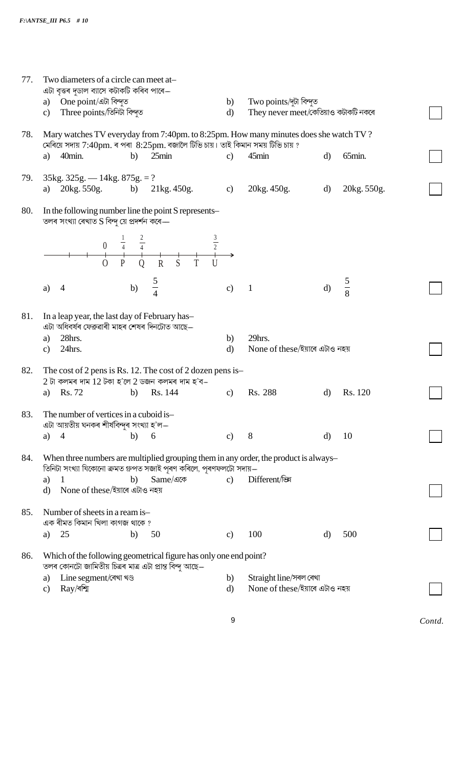77. Two diameters of a circle can meet at–
এটা বৃত্তৰ দুডাল ব্যাসে কটাকটি কৰিব পাৰে–
a) One point/এটা বিন্দুত
b) Two points/দুটা বিন্দুত
c) Three points/তিনিটা বিন্দুত
d) They never meet/কেতিয়াও কটাকটি নকৰে

78. Mary watches TV everyday from 7:40pm. to 8:25pm. How many minutes does she watch TV?
মেৰিয়ে সদায় 7:40pm. ৰ পৰা 8:25pm. বজালৈ টিভি চায়। তাই কিমান সময় টিভি চায়?
a) 40min. b) 25min c) 45min d) 65min.

79. 35kg. 325g. — 14kg. 875g. = ?
a) 20kg. 550g. b) 21kg. 450g. c) 20kg. 450g. d) 20kg. 550g.

80. In the following number line the point S represents–
তলৰ সংখ্যা ৰেখাত S বিন্দু য়ে প্ৰদৰ্শন কৰে–

Number line with points O, P, Q, R, S, T, U labelled $0$, $\frac{1}{4}$, $\frac{2}{4}$, …, $\frac{3}{2}$

a) 4 b) $\frac{5}{4}$ c) 1 d) $\frac{5}{8}$

81. In a leap year, the last day of February has–
এটা অধিবৰ্ষৰ ফেব্ৰুৱাৰী মাহৰ শেষৰ দিনটোত আছে–
a) 28hrs.
b) 29hrs.
c) 24hrs.
d) None of these/ইয়াৰে এটাও নহয়

82. The cost of 2 pens is Rs. 12. The cost of 2 dozen pens is–
2 টা কলমৰ দাম 12 টকা হ'লে 2 ডজন কলমৰ দাম হ'ব–
a) Rs. 72 b) Rs. 144 c) Rs. 288 d) Rs. 120

83. The number of vertices in a cuboid is–
এটা আয়তীয় ঘনকৰ শীৰ্ষবিন্দুৰ সংখ্যা হ'ল–
a) 4 b) 6 c) 8 d) 10

84. When three numbers are multiplied grouping them in any order, the product is always–
তিনিটা সংখ্যা যিকোনো ক্ৰমত গ্ৰুপত সজাই পূৰণ কৰিলে, পূৰণফলটো সদায়–
a) 1 b) Same/একে c) Different/ভিন্ন
d) None of these/ইয়াৰে এটাও নহয়

85. Number of sheets in a ream is–
এক ৰীমত কিমান খিলা কাগজ থাকে?
a) 25 b) 50 c) 100 d) 500

86. Which of the following geometrical figure has only one end point?
তলৰ কোনটো জ্যামিতীয় চিত্ৰৰ মাত্ৰ এটা প্ৰান্ত বিন্দু আছে–
a) Line segment/ৰেখা খণ্ড
b) Straight line/সৰল ৰেখা
c) Ray/ৰশ্মি
d) None of these/ইয়াৰে এটাও নহয়

*Contd.*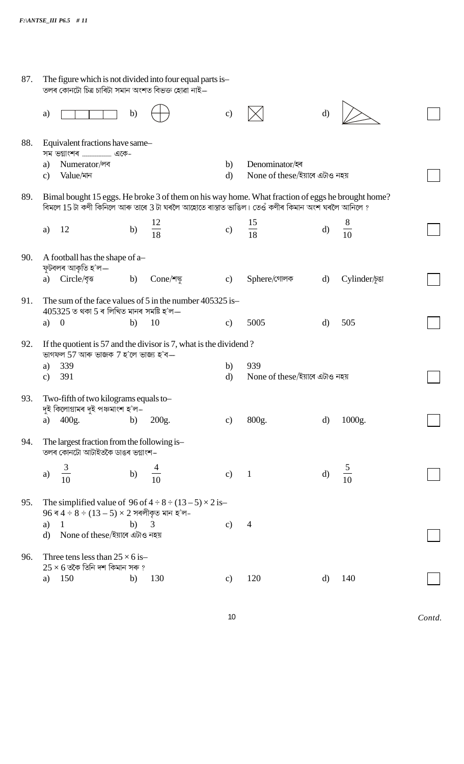87. The figure which is not divided into four equal parts is–
তলৰ কোনটো চিত্ৰ চাৰিটা সমান অংশত বিভক্ত হোৱা নাই–

a) b) c) d)

88. Equivalent fractions have same–
সম ভগ্নাংশৰ .................... একে-

a) Numerator/লব
b) Denominator/হৰ
c) Value/মান
d) None of these/ইয়াৰে এটাও নহয়

89. Bimal bought 15 eggs. He broke 3 of them on his way home. What fraction of eggs he brought home?
বিমলে 15 টা কণী কিনিলে আৰু তাৰে 3 টা ঘৰলৈ আহোতে ৰাস্তাত ভাঙিল। তেওঁ কণীৰ কিমান অংশ ঘৰলৈ আনিলে ?

a) 12
b) $\frac{12}{18}$
c) $\frac{15}{18}$
d) $\frac{8}{10}$

90. A football has the shape of a–
ফুটবলৰ আকৃতি হ'ল–

a) Circle/বৃত্ত
b) Cone/শংকু
c) Sphere/গোলক
d) Cylinder/চুঙা

91. The sum of the face values of 5 in the number 405325 is–
405325 ত থকা 5 ৰ লিখিত মানৰ সমষ্টি হ'ল–

a) 0
b) 10
c) 5005
d) 505

92. If the quotient is 57 and the divisor is 7, what is the dividend ?
ভাগফল 57 আৰু ভাজক 7 হ'লে ভাজ্য হ'ব–

a) 339
b) 939
c) 391
d) None of these/ইয়াৰে এটাও নহয়

93. Two-fifth of two kilograms equals to–
দুই কিলোগ্ৰামৰ দুই পঞ্চমাংশ হ'ল–

a) 400g.
b) 200g.
c) 800g.
d) 1000g.

94. The largest fraction from the following is–
তলৰ কোনটো আটাইতকৈ ডাঙৰ ভগ্নাংশ–

a) $\frac{3}{10}$
b) $\frac{4}{10}$
c) 1
d) $\frac{5}{10}$

95. The simplified value of $96 \text{ of } 4 \div 8 \div (13 - 5) \times 2$ is–
$96$ ৰ $4 \div 8 \div (13 - 5) \times 2$ সৰলীকৃত মান হ'ল-

a) 1
b) 3
c) 4
d) None of these/ইয়াৰে এটাও নহয়

96. Three tens less than $25 \times 6$ is–
$25 \times 6$ তকৈ তিনি দশ কিমান সৰু ?

a) 150
b) 130
c) 120
d) 140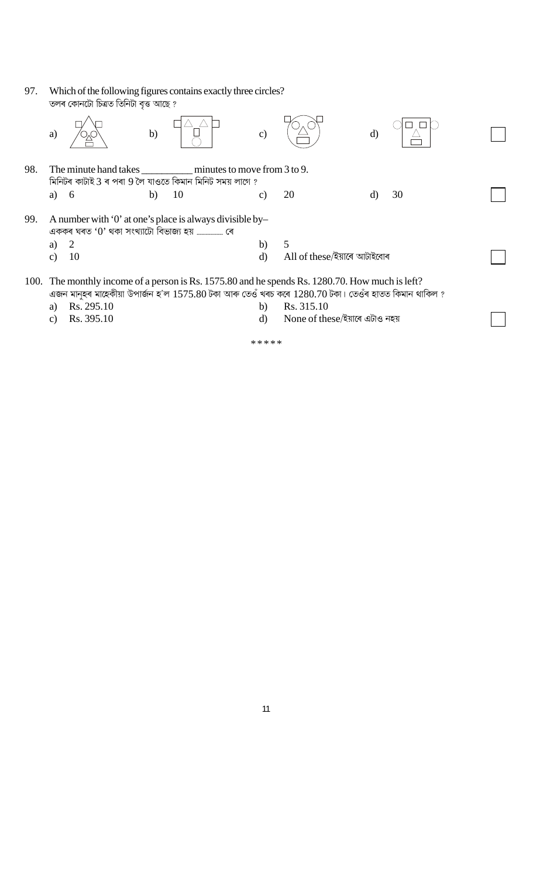97. Which of the following figures contains exactly three circles?
তলৰ কোনটো চিত্ৰত তিনিটা বৃত্ত আছে ?

a) b) c) d)

98. The minute hand takes __________ minutes to move from 3 to 9.
মিনিটৰ কাটাই 3 ৰ পৰা 9 লৈ যাওতে কিমান মিনিট সময় লাগে ?

a) 6 b) 10 c) 20 d) 30

99. A number with '0' at one's place is always divisible by–
এককৰ ঘৰত '0' থকা সংখ্যাটো বিভাজ্য হয় ............ ৰে

a) 2
b) 5
c) 10
d) All of these/ইয়াৰে আটাইবোৰ

100. The monthly income of a person is Rs. 1575.80 and he spends Rs. 1280.70. How much is left?
এজন মানুহৰ মাহেকীয়া উপাৰ্জন হ'ল 1575.80 টকা আৰু তেওঁ খৰচ কৰে 1280.70 টকা। তেওঁৰ হাতত কিমান থাকিল ?

a) Rs. 295.10
b) Rs. 315.10
c) Rs. 395.10
d) None of these/ইয়াৰে এটাও নহয়

*****